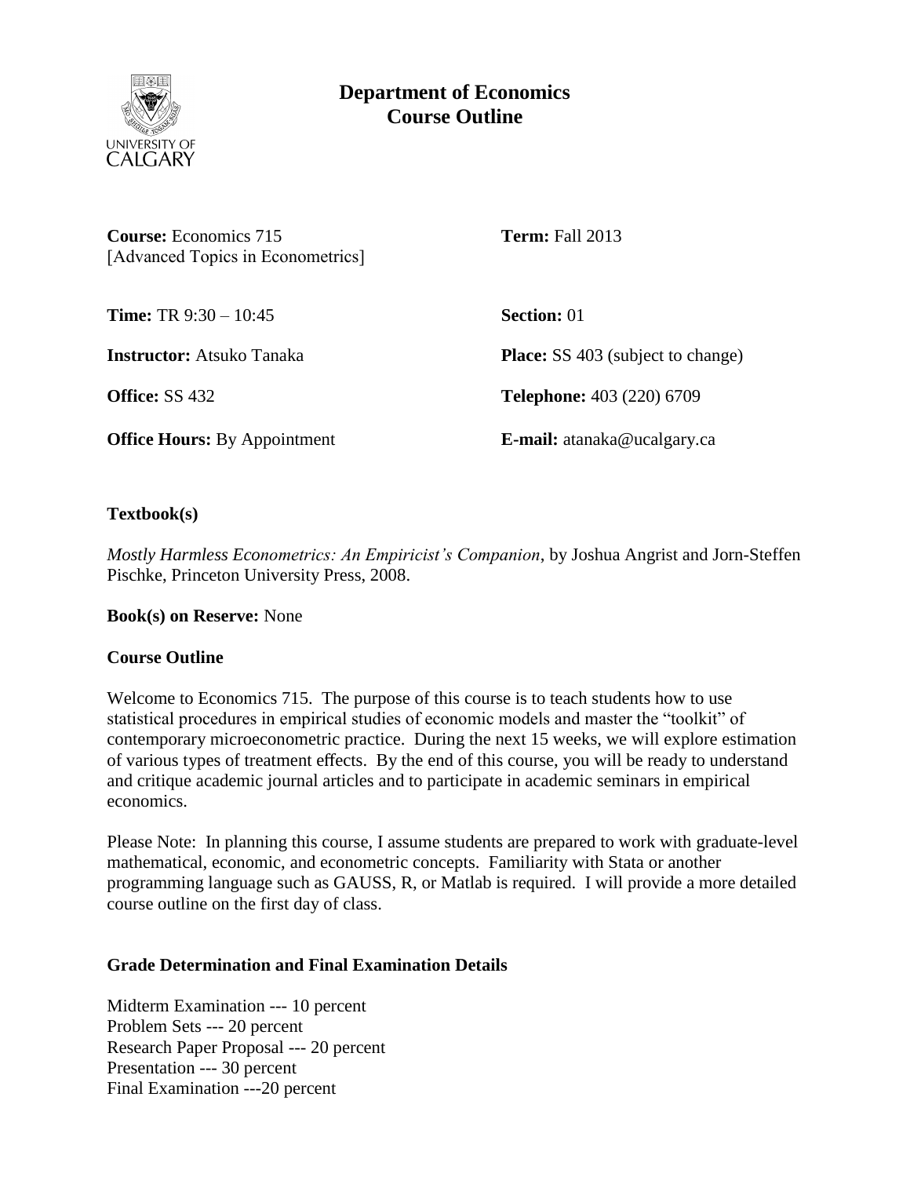# Department of Economics
## Course Outline

**Course:** Economics 715
[Advanced Topics in Econometrics]

**Term:** Fall 2013

**Time:** TR 9:30 – 10:45

**Section:** 01

**Instructor:** Atsuko Tanaka

**Place:** SS 403 (subject to change)

**Office:** SS 432

**Telephone:** 403 (220) 6709

**Office Hours:** By Appointment

**E-mail:** atanaka@ucalgary.ca

### Textbook(s)

*Mostly Harmless Econometrics: An Empiricist's Companion*, by Joshua Angrist and Jorn-Steffen Pischke, Princeton University Press, 2008.

**Book(s) on Reserve:** None

### Course Outline

Welcome to Economics 715. The purpose of this course is to teach students how to use statistical procedures in empirical studies of economic models and master the "toolkit" of contemporary microeconometric practice. During the next 15 weeks, we will explore estimation of various types of treatment effects. By the end of this course, you will be ready to understand and critique academic journal articles and to participate in academic seminars in empirical economics.

Please Note: In planning this course, I assume students are prepared to work with graduate-level mathematical, economic, and econometric concepts. Familiarity with Stata or another programming language such as GAUSS, R, or Matlab is required. I will provide a more detailed course outline on the first day of class.

### Grade Determination and Final Examination Details

Midterm Examination --- 10 percent
Problem Sets --- 20 percent
Research Paper Proposal --- 20 percent
Presentation --- 30 percent
Final Examination ---20 percent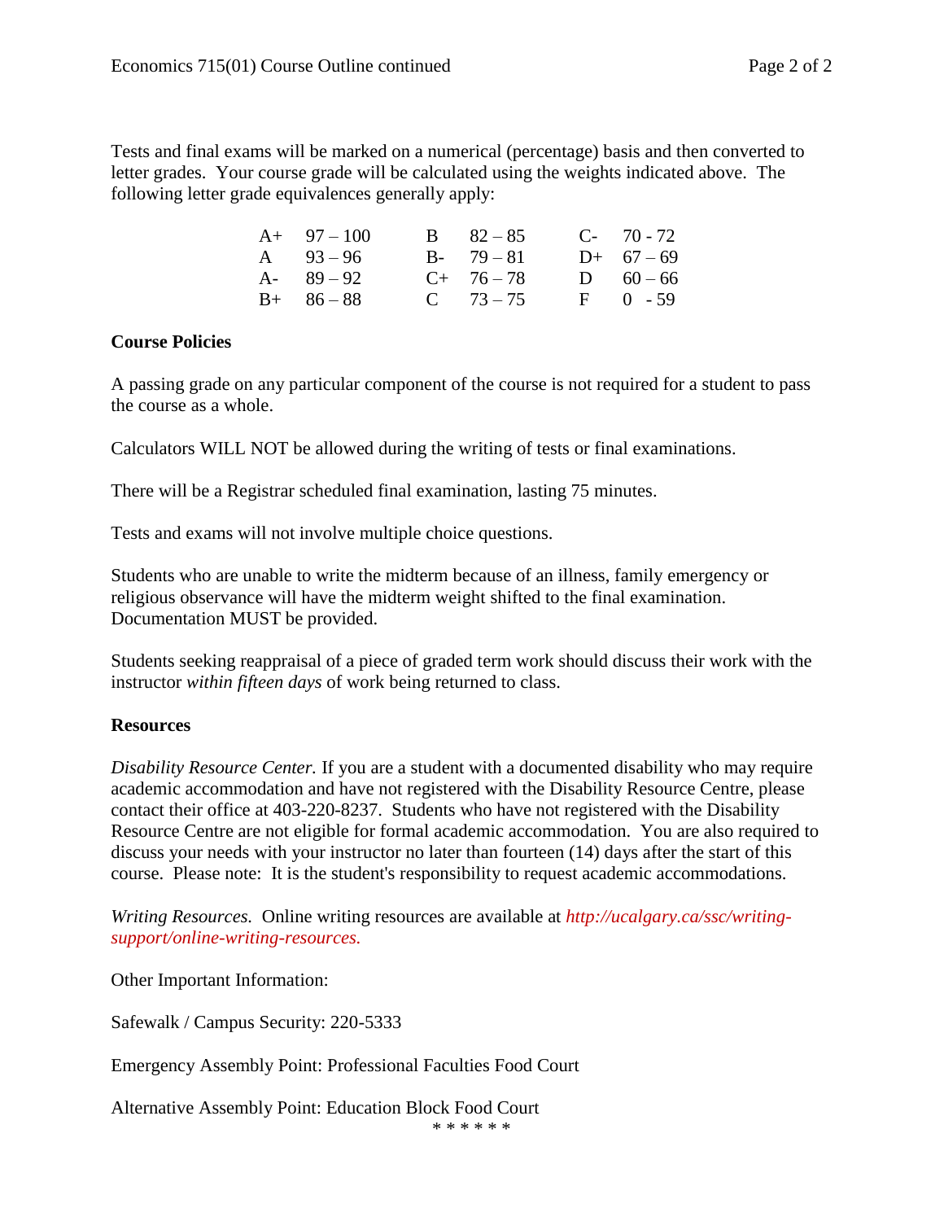Tests and final exams will be marked on a numerical (percentage) basis and then converted to letter grades. Your course grade will be calculated using the weights indicated above. The following letter grade equivalences generally apply:

| | | | | | |
|---|---|---|---|---|---|
| A+ | 97 – 100 | B | 82 – 85 | C- | 70 - 72 |
| A | 93 – 96 | B- | 79 – 81 | D+ | 67 – 69 |
| A- | 89 – 92 | C+ | 76 – 78 | D | 60 – 66 |
| B+ | 86 – 88 | C | 73 – 75 | F | 0 - 59 |

**Course Policies**

A passing grade on any particular component of the course is not required for a student to pass the course as a whole.

Calculators WILL NOT be allowed during the writing of tests or final examinations.

There will be a Registrar scheduled final examination, lasting 75 minutes.

Tests and exams will not involve multiple choice questions.

Students who are unable to write the midterm because of an illness, family emergency or religious observance will have the midterm weight shifted to the final examination. Documentation MUST be provided.

Students seeking reappraisal of a piece of graded term work should discuss their work with the instructor *within fifteen days* of work being returned to class.

**Resources**

*Disability Resource Center.* If you are a student with a documented disability who may require academic accommodation and have not registered with the Disability Resource Centre, please contact their office at 403-220-8237. Students who have not registered with the Disability Resource Centre are not eligible for formal academic accommodation. You are also required to discuss your needs with your instructor no later than fourteen (14) days after the start of this course. Please note: It is the student's responsibility to request academic accommodations.

*Writing Resources.* Online writing resources are available at *http://ucalgary.ca/ssc/writing-support/online-writing-resources.*

Other Important Information:

Safewalk / Campus Security: 220-5333

Emergency Assembly Point: Professional Faculties Food Court

Alternative Assembly Point: Education Block Food Court

\* \* \* \* \* \*